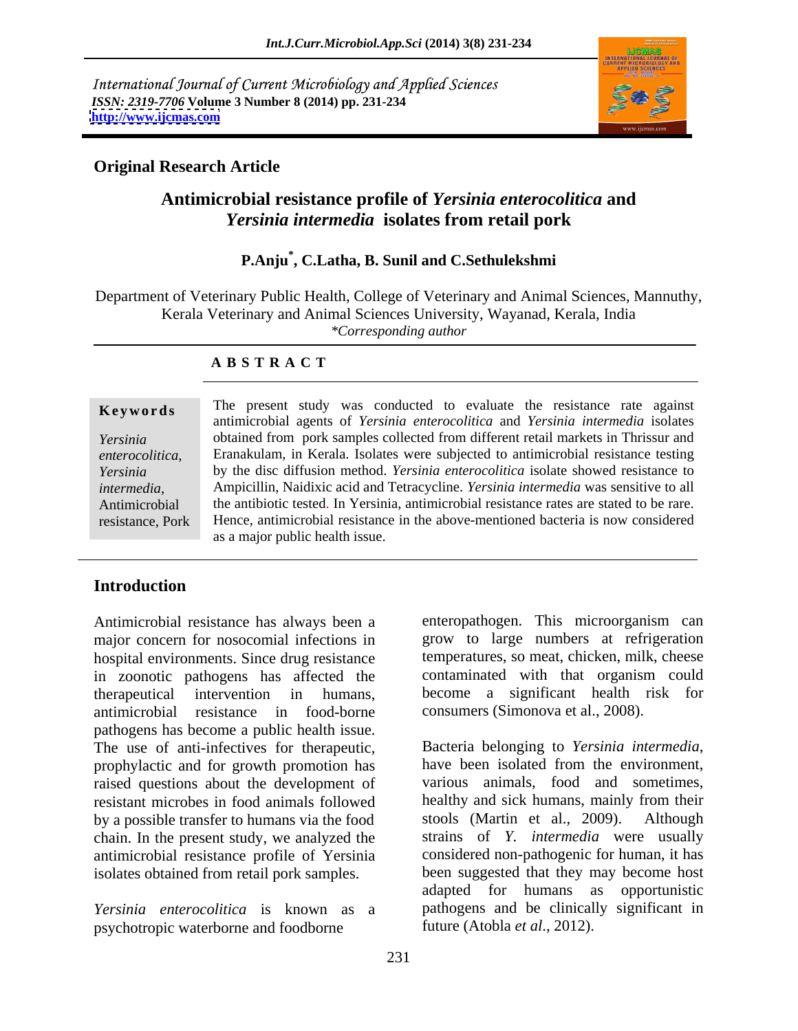International Journal of Current Microbiology and Applied Sciences
*ISSN: 2319-7706* **Volume 3 Number 8 (2014) pp. 231-234**
**http://www.ijcmas.com**

**Original Research Article**

# Antimicrobial resistance profile of *Yersinia enterocolitica* and *Yersinia intermedia* isolates from retail pork

**P.Anju*, C.Latha, B. Sunil and C.Sethulekshmi**

Department of Veterinary Public Health, College of Veterinary and Animal Sciences, Mannuthy, Kerala Veterinary and Animal Sciences University, Wayanad, Kerala, India
*\*Corresponding author*

## A B S T R A C T

**Keywords**

*Yersinia enterocolitica*, *Yersinia intermedia*, Antimicrobial resistance, Pork

The present study was conducted to evaluate the resistance rate against antimicrobial agents of *Yersinia enterocolitica* and *Yersinia intermedia* isolates obtained from pork samples collected from different retail markets in Thrissur and Eranakulam, in Kerala. Isolates were subjected to antimicrobial resistance testing by the disc diffusion method. *Yersinia enterocolitica* isolate showed resistance to Ampicillin, Naidixic acid and Tetracycline. *Yersinia intermedia* was sensitive to all the antibiotic tested. In Yersinia, antimicrobial resistance rates are stated to be rare. Hence, antimicrobial resistance in the above-mentioned bacteria is now considered as a major public health issue.

## Introduction

Antimicrobial resistance has always been a major concern for nosocomial infections in hospital environments. Since drug resistance in zoonotic pathogens has affected the therapeutical intervention in humans, antimicrobial resistance in food-borne pathogens has become a public health issue. The use of anti-infectives for therapeutic, prophylactic and for growth promotion has raised questions about the development of resistant microbes in food animals followed by a possible transfer to humans via the food chain. In the present study, we analyzed the antimicrobial resistance profile of Yersinia isolates obtained from retail pork samples.

*Yersinia enterocolitica* is known as a psychotropic waterborne and foodborne enteropathogen. This microorganism can grow to large numbers at refrigeration temperatures, so meat, chicken, milk, cheese contaminated with that organism could become a significant health risk for consumers (Simonova et al., 2008).

Bacteria belonging to *Yersinia intermedia*, have been isolated from the environment, various animals, food and sometimes, healthy and sick humans, mainly from their stools (Martin et al., 2009). Although strains of *Y. intermedia* were usually considered non-pathogenic for human, it has been suggested that they may become host adapted for humans as opportunistic pathogens and be clinically significant in future (Atobla *et al*., 2012).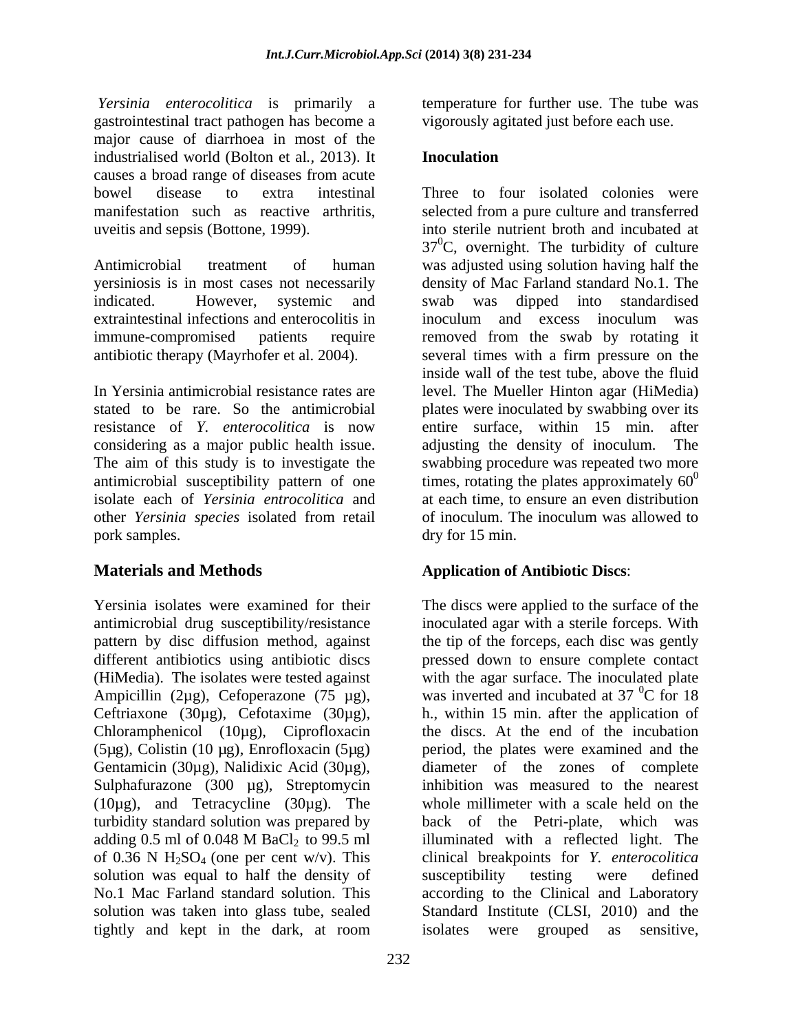*Yersinia enterocolitica* is primarily a gastrointestinal tract pathogen has become a major cause of diarrhoea in most of the industrialised world (Bolton et al*.,* 2013). It causes a broad range of diseases from acute bowel disease to extra intestinal manifestation such as reactive arthritis, uveitis and sepsis (Bottone, 1999).

Antimicrobial treatment of human yersiniosis is in most cases not necessarily indicated. However, systemic and extraintestinal infections and enterocolitis in immune-compromised patients require antibiotic therapy (Mayrhofer et al. 2004).

In Yersinia antimicrobial resistance rates are stated to be rare. So the antimicrobial resistance of *Y. enterocolitica* is now considering as a major public health issue. The aim of this study is to investigate the antimicrobial susceptibility pattern of one isolate each of *Yersinia entrocolitica* and other *Yersinia species* isolated from retail pork samples.

## Materials and Methods

Yersinia isolates were examined for their antimicrobial drug susceptibility/resistance pattern by disc diffusion method, against different antibiotics using antibiotic discs (HiMedia). The isolates were tested against Ampicillin (2µg), Cefoperazone (75 µg), Ceftriaxone (30µg), Cefotaxime (30µg), Chloramphenicol (10µg), Ciprofloxacin (5µg), Colistin (10 µg), Enrofloxacin (5µg) Gentamicin (30µg), Nalidixic Acid (30µg), Sulphafurazone (300 µg), Streptomycin (10µg), and Tetracycline (30µg). The turbidity standard solution was prepared by adding 0.5 ml of 0.048 M $BaCl_2$ to 99.5 ml of 0.36 N $H_2SO_4$ (one per cent w/v). This solution was equal to half the density of No.1 Mac Farland standard solution. This solution was taken into glass tube, sealed tightly and kept in the dark, at room temperature for further use. The tube was vigorously agitated just before each use.

### Inoculation

Three to four isolated colonies were selected from a pure culture and transferred into sterile nutrient broth and incubated at $37^0$C, overnight. The turbidity of culture was adjusted using solution having half the density of Mac Farland standard No.1. The swab was dipped into standardised inoculum and excess inoculum was removed from the swab by rotating it several times with a firm pressure on the inside wall of the test tube, above the fluid level. The Mueller Hinton agar (HiMedia) plates were inoculated by swabbing over its entire surface, within 15 min. after adjusting the density of inoculum. The swabbing procedure was repeated two more times, rotating the plates approximately $60^0$ at each time, to ensure an even distribution of inoculum. The inoculum was allowed to dry for 15 min.

### Application of Antibiotic Discs:

The discs were applied to the surface of the inoculated agar with a sterile forceps. With the tip of the forceps, each disc was gently pressed down to ensure complete contact with the agar surface. The inoculated plate was inverted and incubated at 37 $^0$C for 18 h., within 15 min. after the application of the discs. At the end of the incubation period, the plates were examined and the diameter of the zones of complete inhibition was measured to the nearest whole millimeter with a scale held on the back of the Petri-plate, which was illuminated with a reflected light. The clinical breakpoints for *Y. enterocolitica* susceptibility testing were defined according to the Clinical and Laboratory Standard Institute (CLSI, 2010) and the isolates were grouped as sensitive,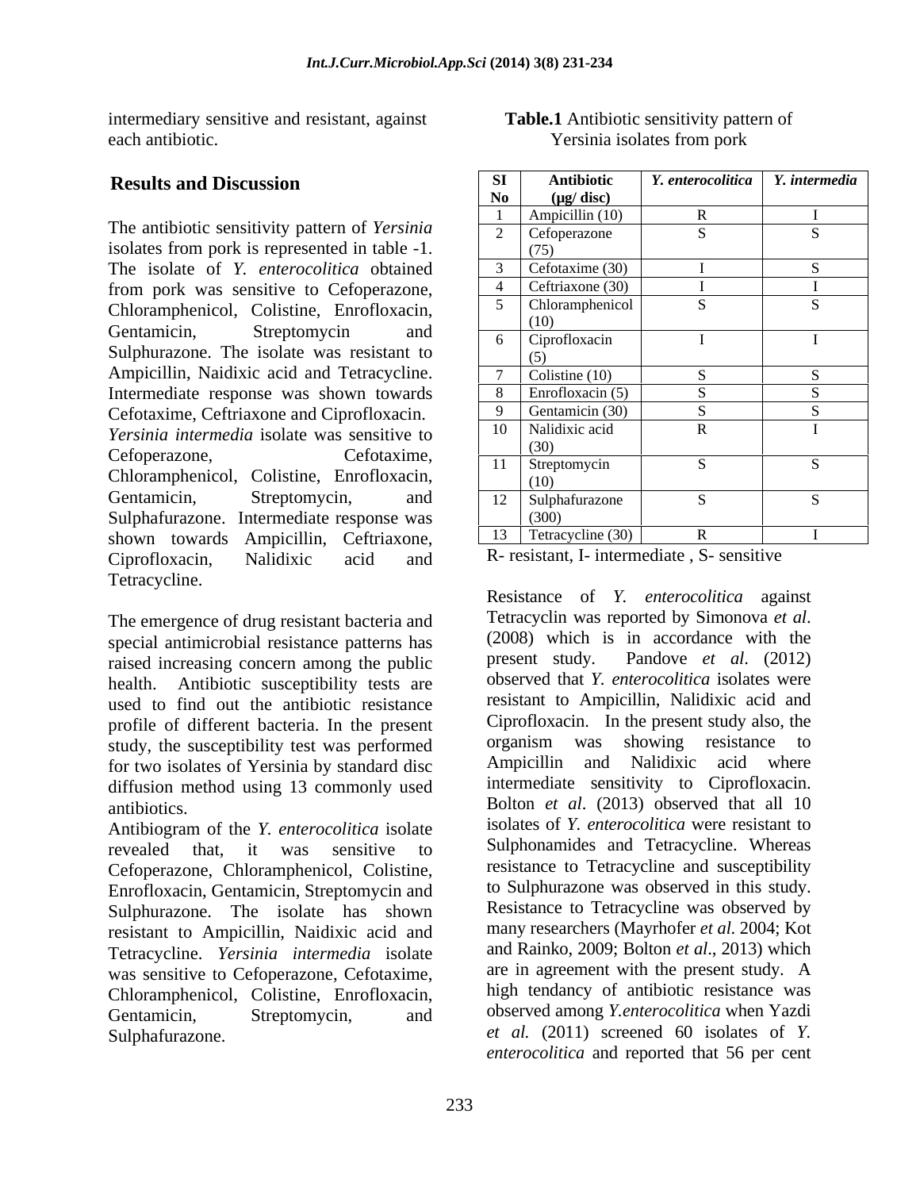intermediary sensitive and resistant, against each antibiotic.

## Results and Discussion

The antibiotic sensitivity pattern of *Yersinia* isolates from pork is represented in table -1. The isolate of *Y. enterocolitica* obtained from pork was sensitive to Cefoperazone, Chloramphenicol, Colistine, Enrofloxacin, Gentamicin, Streptomycin and Sulphurazone. The isolate was resistant to Ampicillin, Naidixic acid and Tetracycline. Intermediate response was shown towards Cefotaxime, Ceftriaxone and Ciprofloxacin. *Yersinia intermedia* isolate was sensitive to Cefoperazone, Cefotaxime, Chloramphenicol, Colistine, Enrofloxacin, Gentamicin, Streptomycin, and Sulphafurazone. Intermediate response was shown towards Ampicillin, Ceftriaxone, Ciprofloxacin, Nalidixic acid and Tetracycline.

The emergence of drug resistant bacteria and special antimicrobial resistance patterns has raised increasing concern among the public health. Antibiotic susceptibility tests are used to find out the antibiotic resistance profile of different bacteria. In the present study, the susceptibility test was performed for two isolates of Yersinia by standard disc diffusion method using 13 commonly used antibiotics.

Antibiogram of the *Y. enterocolitica* isolate revealed that, it was sensitive to Cefoperazone, Chloramphenicol, Colistine, Enrofloxacin, Gentamicin, Streptomycin and Sulphurazone. The isolate has shown resistant to Ampicillin, Naidixic acid and Tetracycline. *Yersinia intermedia* isolate was sensitive to Cefoperazone, Cefotaxime, Chloramphenicol, Colistine, Enrofloxacin, Gentamicin, Streptomycin, and Sulphafurazone.

**Table.1** Antibiotic sensitivity pattern of Yersinia isolates from pork

| Sl No | Antibiotic (µg/ disc) | *Y. enterocolitica* | *Y. intermedia* |
|---|---|---|---|
| 1 | Ampicillin (10) | R | I |
| 2 | Cefoperazone (75) | S | S |
| 3 | Cefotaxime (30) | I | S |
| 4 | Ceftriaxone (30) | I | I |
| 5 | Chloramphenicol (10) | S | S |
| 6 | Ciprofloxacin (5) | I | I |
| 7 | Colistine (10) | S | S |
| 8 | Enrofloxacin (5) | S | S |
| 9 | Gentamicin (30) | S | S |
| 10 | Nalidixic acid (30) | R | I |
| 11 | Streptomycin (10) | S | S |
| 12 | Sulphafurazone (300) | S | S |
| 13 | Tetracycline (30) | R | I |

R- resistant, I- intermediate , S- sensitive

Resistance of *Y. enterocolitica* against Tetracyclin was reported by Simonova *et al*. (2008) which is in accordance with the present study. Pandove *et al*. (2012) observed that *Y. enterocolitica* isolates were resistant to Ampicillin, Nalidixic acid and Ciprofloxacin. In the present study also, the organism was showing resistance to Ampicillin and Nalidixic acid where intermediate sensitivity to Ciprofloxacin. Bolton *et al*. (2013) observed that all 10 isolates of *Y. enterocolitica* were resistant to Sulphonamides and Tetracycline. Whereas resistance to Tetracycline and susceptibility to Sulphurazone was observed in this study. Resistance to Tetracycline was observed by many researchers (Mayrhofer *et al*. 2004; Kot and Rainko, 2009; Bolton *et al*., 2013) which are in agreement with the present study. A high tendancy of antibiotic resistance was observed among *Y.enterocolitica* when Yazdi *et al.* (2011) screened 60 isolates of *Y. enterocolitica* and reported that 56 per cent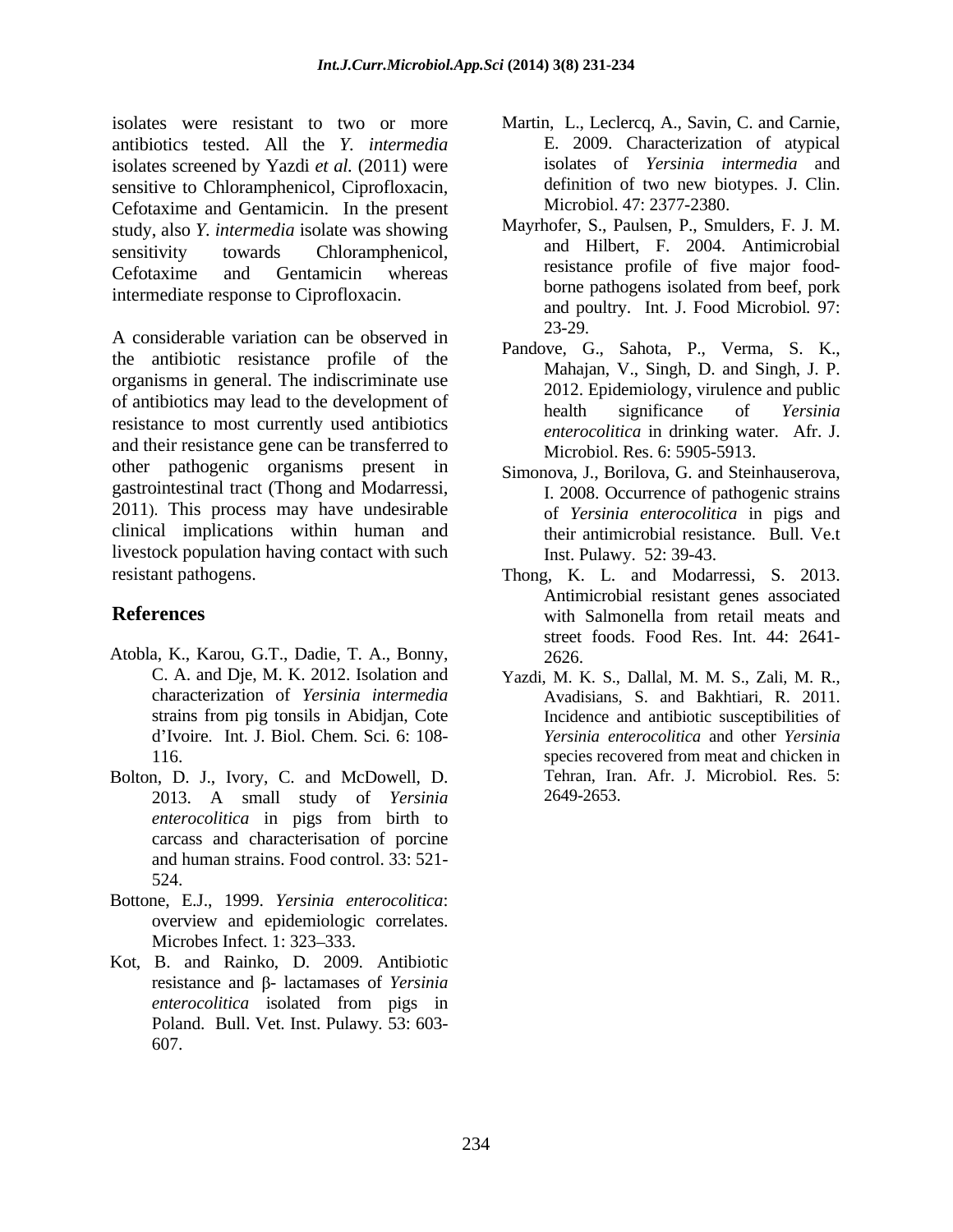isolates were resistant to two or more antibiotics tested. All the *Y. intermedia* isolates screened by Yazdi *et al.* (2011) were sensitive to Chloramphenicol, Ciprofloxacin, Cefotaxime and Gentamicin. In the present study, also *Y. intermedia* isolate was showing sensitivity towards Chloramphenicol, Cefotaxime and Gentamicin whereas intermediate response to Ciprofloxacin.

A considerable variation can be observed in the antibiotic resistance profile of the organisms in general. The indiscriminate use of antibiotics may lead to the development of resistance to most currently used antibiotics and their resistance gene can be transferred to other pathogenic organisms present in gastrointestinal tract (Thong and Modarressi, 2011). This process may have undesirable clinical implications within human and livestock population having contact with such resistant pathogens.

## References

Atobla, K., Karou, G.T., Dadie, T. A., Bonny, C. A. and Dje, M. K. 2012. Isolation and characterization of *Yersinia intermedia* strains from pig tonsils in Abidjan, Cote d'Ivoire. Int. J. Biol. Chem. Sci. 6: 108-116.

Bolton, D. J., Ivory, C. and McDowell, D. 2013. A small study of *Yersinia enterocolitica* in pigs from birth to carcass and characterisation of porcine and human strains. Food control. 33: 521-524.

Bottone, E.J., 1999. *Yersinia enterocolitica*: overview and epidemiologic correlates. Microbes Infect. 1: 323–333.

Kot, B. and Rainko, D. 2009. Antibiotic resistance and β- lactamases of *Yersinia enterocolitica* isolated from pigs in Poland. Bull. Vet. Inst. Pulawy. 53: 603-607.

Martin, L., Leclercq, A., Savin, C. and Carnie, E. 2009. Characterization of atypical isolates of *Yersinia intermedia* and definition of two new biotypes. J. Clin. Microbiol. 47: 2377-2380.

Mayrhofer, S., Paulsen, P., Smulders, F. J. M. and Hilbert, F. 2004. Antimicrobial resistance profile of five major food-borne pathogens isolated from beef, pork and poultry. Int. J. Food Microbiol. 97: 23-29.

Pandove, G., Sahota, P., Verma, S. K., Mahajan, V., Singh, D. and Singh, J. P. 2012. Epidemiology, virulence and public health significance of *Yersinia enterocolitica* in drinking water. Afr. J. Microbiol. Res. 6: 5905-5913.

Simonova, J., Borilova, G. and Steinhauserova, I. 2008. Occurrence of pathogenic strains of *Yersinia enterocolitica* in pigs and their antimicrobial resistance. Bull. Ve.t Inst. Pulawy. 52: 39-43.

Thong, K. L. and Modarressi, S. 2013. Antimicrobial resistant genes associated with Salmonella from retail meats and street foods. Food Res. Int. 44: 2641-2626.

Yazdi, M. K. S., Dallal, M. M. S., Zali, M. R., Avadisians, S. and Bakhtiari, R. 2011. Incidence and antibiotic susceptibilities of *Yersinia enterocolitica* and other *Yersinia* species recovered from meat and chicken in Tehran, Iran. Afr. J. Microbiol. Res. 5: 2649-2653.